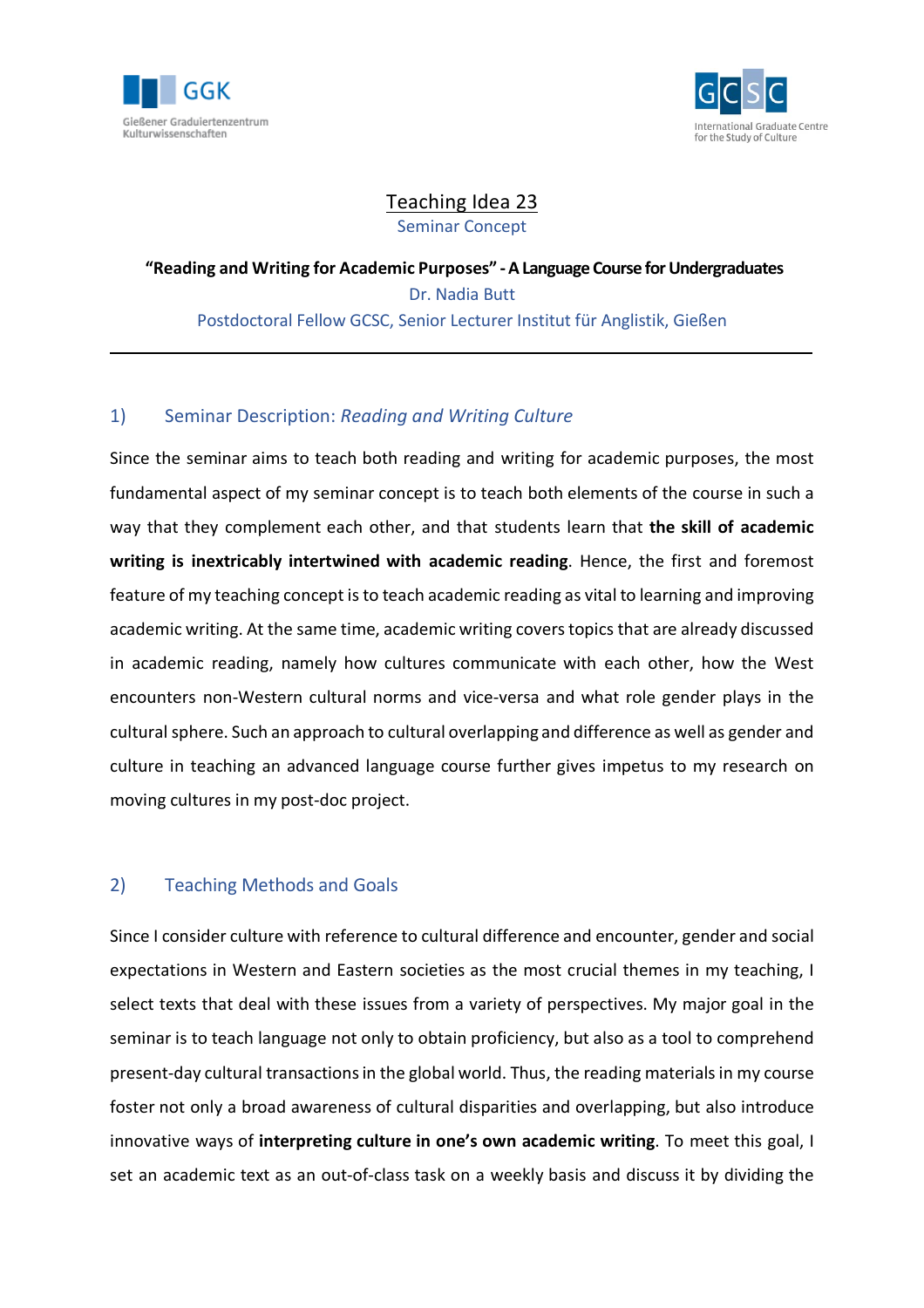GGK
Gießener Graduiertenzentrum Kulturwissenschaften

GCSC
International Graduate Centre for the Study of Culture

# Teaching Idea 23

Seminar Concept

**"Reading and Writing for Academic Purposes" - A Language Course for Undergraduates**

Dr. Nadia Butt

Postdoctoral Fellow GCSC, Senior Lecturer Institut für Anglistik, Gießen

---

## 1) Seminar Description: *Reading and Writing Culture*

Since the seminar aims to teach both reading and writing for academic purposes, the most fundamental aspect of my seminar concept is to teach both elements of the course in such a way that they complement each other, and that students learn that **the skill of academic writing is inextricably intertwined with academic reading**. Hence, the first and foremost feature of my teaching concept is to teach academic reading as vital to learning and improving academic writing. At the same time, academic writing covers topics that are already discussed in academic reading, namely how cultures communicate with each other, how the West encounters non-Western cultural norms and vice-versa and what role gender plays in the cultural sphere. Such an approach to cultural overlapping and difference as well as gender and culture in teaching an advanced language course further gives impetus to my research on moving cultures in my post-doc project.

## 2) Teaching Methods and Goals

Since I consider culture with reference to cultural difference and encounter, gender and social expectations in Western and Eastern societies as the most crucial themes in my teaching, I select texts that deal with these issues from a variety of perspectives. My major goal in the seminar is to teach language not only to obtain proficiency, but also as a tool to comprehend present-day cultural transactions in the global world. Thus, the reading materials in my course foster not only a broad awareness of cultural disparities and overlapping, but also introduce innovative ways of **interpreting culture in one's own academic writing**. To meet this goal, I set an academic text as an out-of-class task on a weekly basis and discuss it by dividing the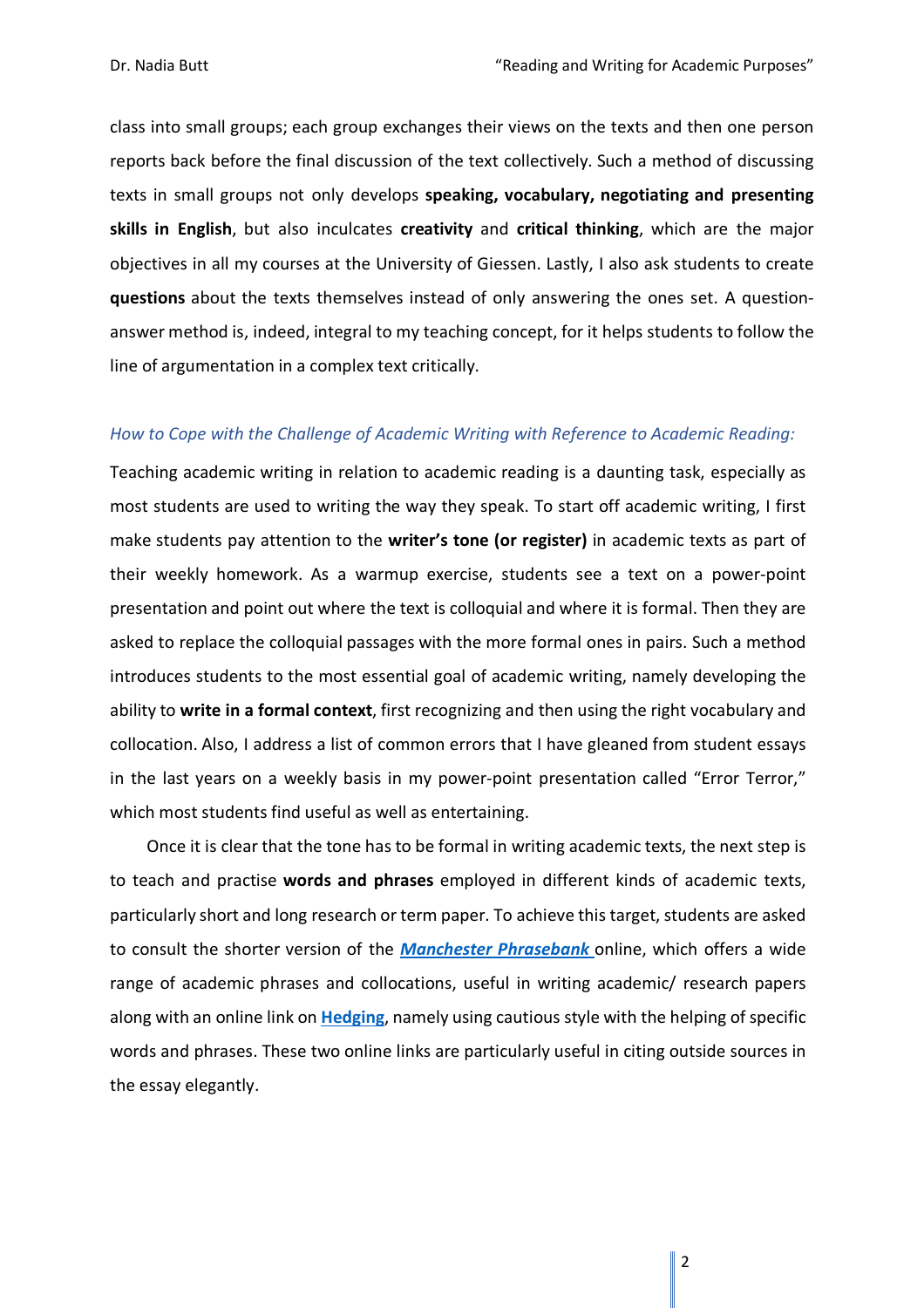class into small groups; each group exchanges their views on the texts and then one person reports back before the final discussion of the text collectively. Such a method of discussing texts in small groups not only develops **speaking, vocabulary, negotiating and presenting skills in English**, but also inculcates **creativity** and **critical thinking**, which are the major objectives in all my courses at the University of Giessen. Lastly, I also ask students to create **questions** about the texts themselves instead of only answering the ones set. A question-answer method is, indeed, integral to my teaching concept, for it helps students to follow the line of argumentation in a complex text critically.

*How to Cope with the Challenge of Academic Writing with Reference to Academic Reading:*

Teaching academic writing in relation to academic reading is a daunting task, especially as most students are used to writing the way they speak. To start off academic writing, I first make students pay attention to the **writer's tone (or register)** in academic texts as part of their weekly homework. As a warmup exercise, students see a text on a power-point presentation and point out where the text is colloquial and where it is formal. Then they are asked to replace the colloquial passages with the more formal ones in pairs. Such a method introduces students to the most essential goal of academic writing, namely developing the ability to **write in a formal context**, first recognizing and then using the right vocabulary and collocation. Also, I address a list of common errors that I have gleaned from student essays in the last years on a weekly basis in my power-point presentation called "Error Terror," which most students find useful as well as entertaining.

Once it is clear that the tone has to be formal in writing academic texts, the next step is to teach and practise **words and phrases** employed in different kinds of academic texts, particularly short and long research or term paper. To achieve this target, students are asked to consult the shorter version of the ***Manchester Phrasebank*** online, which offers a wide range of academic phrases and collocations, useful in writing academic/ research papers along with an online link on **Hedging**, namely using cautious style with the helping of specific words and phrases. These two online links are particularly useful in citing outside sources in the essay elegantly.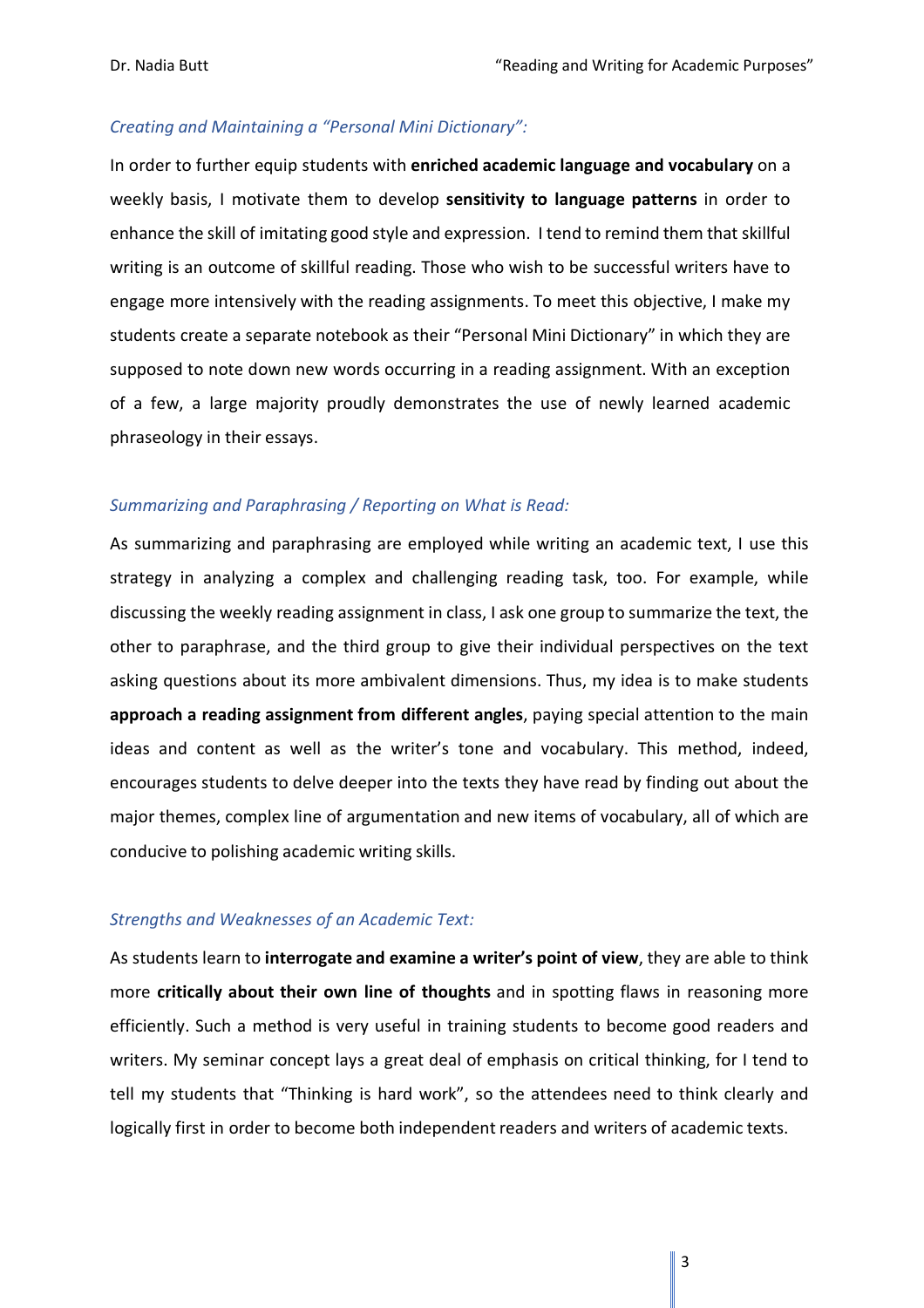*Creating and Maintaining a "Personal Mini Dictionary":*

In order to further equip students with **enriched academic language and vocabulary** on a weekly basis, I motivate them to develop **sensitivity to language patterns** in order to enhance the skill of imitating good style and expression. I tend to remind them that skillful writing is an outcome of skillful reading. Those who wish to be successful writers have to engage more intensively with the reading assignments. To meet this objective, I make my students create a separate notebook as their "Personal Mini Dictionary" in which they are supposed to note down new words occurring in a reading assignment. With an exception of a few, a large majority proudly demonstrates the use of newly learned academic phraseology in their essays.

*Summarizing and Paraphrasing / Reporting on What is Read:*

As summarizing and paraphrasing are employed while writing an academic text, I use this strategy in analyzing a complex and challenging reading task, too. For example, while discussing the weekly reading assignment in class, I ask one group to summarize the text, the other to paraphrase, and the third group to give their individual perspectives on the text asking questions about its more ambivalent dimensions. Thus, my idea is to make students **approach a reading assignment from different angles**, paying special attention to the main ideas and content as well as the writer's tone and vocabulary. This method, indeed, encourages students to delve deeper into the texts they have read by finding out about the major themes, complex line of argumentation and new items of vocabulary, all of which are conducive to polishing academic writing skills.

*Strengths and Weaknesses of an Academic Text:*

As students learn to **interrogate and examine a writer's point of view**, they are able to think more **critically about their own line of thoughts** and in spotting flaws in reasoning more efficiently. Such a method is very useful in training students to become good readers and writers. My seminar concept lays a great deal of emphasis on critical thinking, for I tend to tell my students that "Thinking is hard work", so the attendees need to think clearly and logically first in order to become both independent readers and writers of academic texts.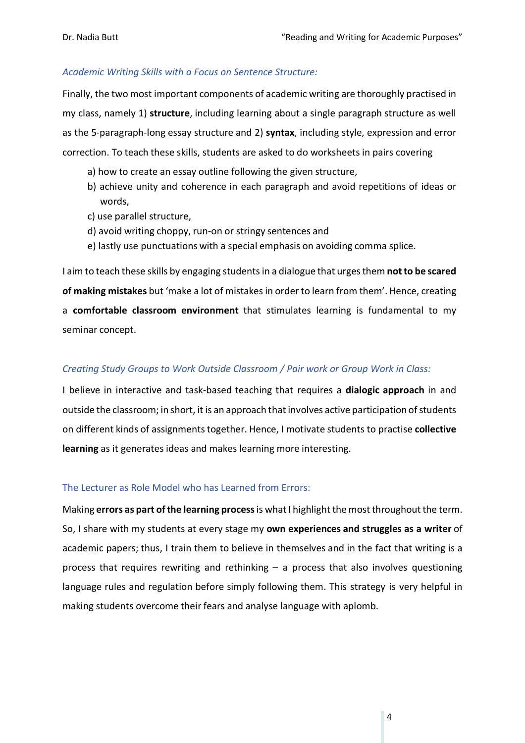### *Academic Writing Skills with a Focus on Sentence Structure:*

Finally, the two most important components of academic writing are thoroughly practised in my class, namely 1) **structure**, including learning about a single paragraph structure as well as the 5-paragraph-long essay structure and 2) **syntax**, including style, expression and error correction. To teach these skills, students are asked to do worksheets in pairs covering

a) how to create an essay outline following the given structure,
b) achieve unity and coherence in each paragraph and avoid repetitions of ideas or words,
c) use parallel structure,
d) avoid writing choppy, run-on or stringy sentences and
e) lastly use punctuations with a special emphasis on avoiding comma splice.

I aim to teach these skills by engaging students in a dialogue that urges them **not to be scared of making mistakes** but 'make a lot of mistakes in order to learn from them'. Hence, creating a **comfortable classroom environment** that stimulates learning is fundamental to my seminar concept.

### *Creating Study Groups to Work Outside Classroom / Pair work or Group Work in Class:*

I believe in interactive and task-based teaching that requires a **dialogic approach** in and outside the classroom; in short, it is an approach that involves active participation of students on different kinds of assignments together. Hence, I motivate students to practise **collective learning** as it generates ideas and makes learning more interesting.

### The Lecturer as Role Model who has Learned from Errors:

Making **errors as part of the learning process** is what I highlight the most throughout the term. So, I share with my students at every stage my **own experiences and struggles as a writer** of academic papers; thus, I train them to believe in themselves and in the fact that writing is a process that requires rewriting and rethinking – a process that also involves questioning language rules and regulation before simply following them. This strategy is very helpful in making students overcome their fears and analyse language with aplomb.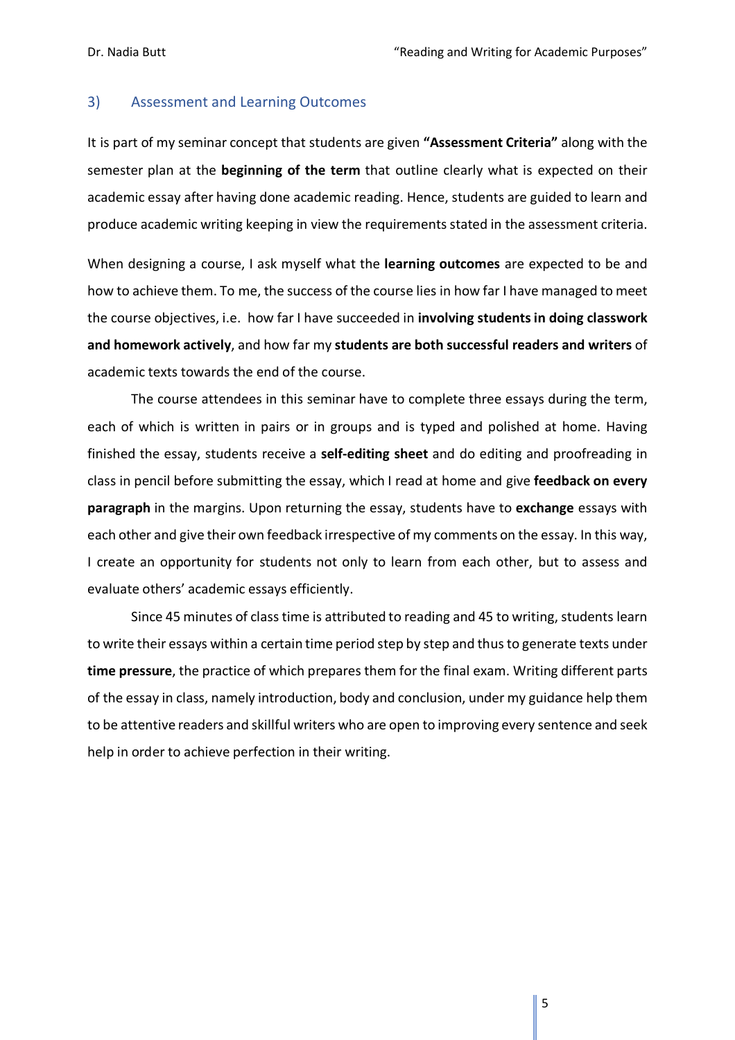## 3) Assessment and Learning Outcomes

It is part of my seminar concept that students are given **"Assessment Criteria"** along with the semester plan at the **beginning of the term** that outline clearly what is expected on their academic essay after having done academic reading. Hence, students are guided to learn and produce academic writing keeping in view the requirements stated in the assessment criteria.

When designing a course, I ask myself what the **learning outcomes** are expected to be and how to achieve them. To me, the success of the course lies in how far I have managed to meet the course objectives, i.e. how far I have succeeded in **involving students in doing classwork and homework actively**, and how far my **students are both successful readers and writers** of academic texts towards the end of the course.

The course attendees in this seminar have to complete three essays during the term, each of which is written in pairs or in groups and is typed and polished at home. Having finished the essay, students receive a **self-editing sheet** and do editing and proofreading in class in pencil before submitting the essay, which I read at home and give **feedback on every paragraph** in the margins. Upon returning the essay, students have to **exchange** essays with each other and give their own feedback irrespective of my comments on the essay. In this way, I create an opportunity for students not only to learn from each other, but to assess and evaluate others' academic essays efficiently.

Since 45 minutes of class time is attributed to reading and 45 to writing, students learn to write their essays within a certain time period step by step and thus to generate texts under **time pressure**, the practice of which prepares them for the final exam. Writing different parts of the essay in class, namely introduction, body and conclusion, under my guidance help them to be attentive readers and skillful writers who are open to improving every sentence and seek help in order to achieve perfection in their writing.